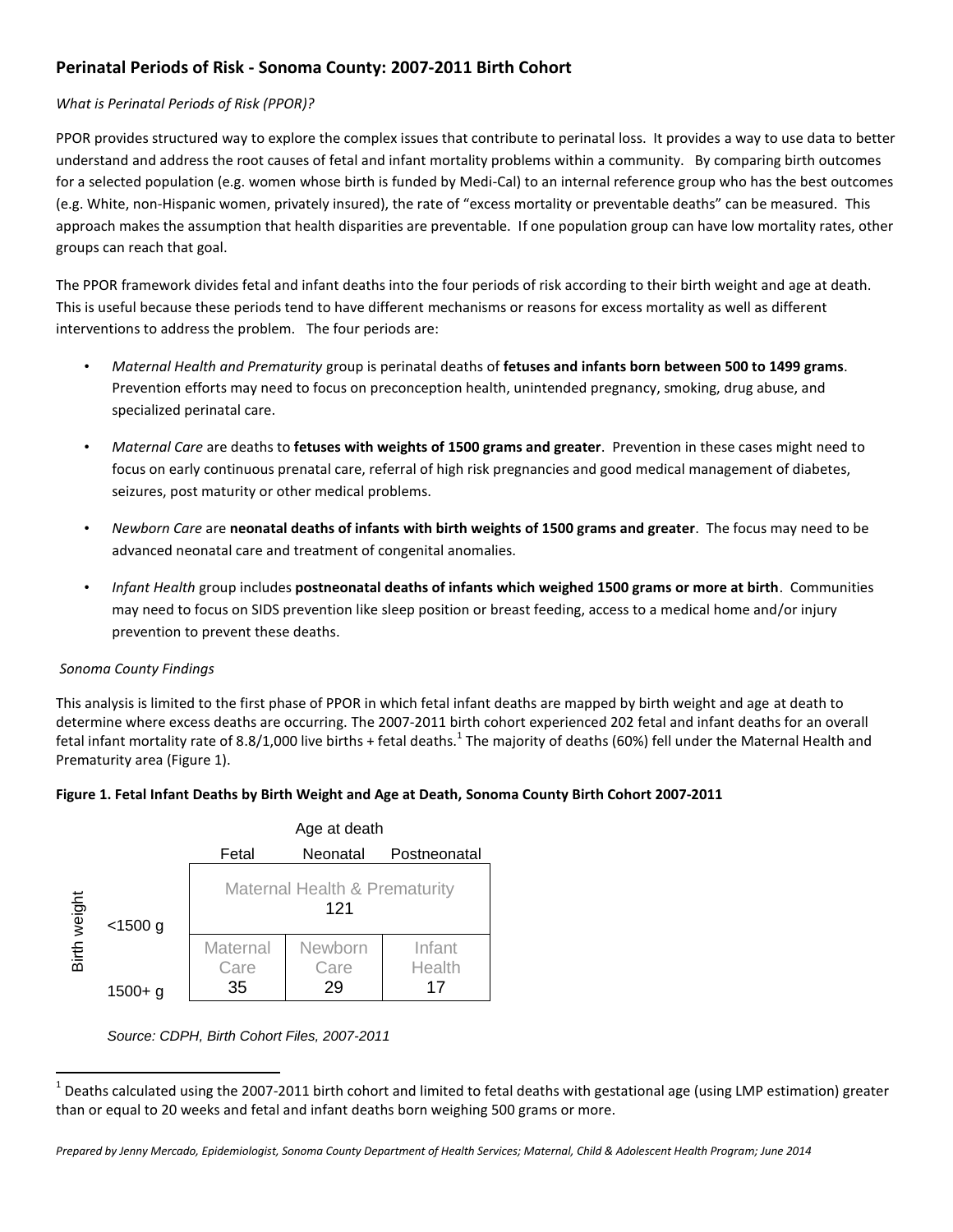## Perinatal Periods of Risk - Sonoma County: 2007-2011 Birth Cohort

*What is Perinatal Periods of Risk (PPOR)?*

PPOR provides structured way to explore the complex issues that contribute to perinatal loss. It provides a way to use data to better understand and address the root causes of fetal and infant mortality problems within a community. By comparing birth outcomes for a selected population (e.g. women whose birth is funded by Medi-Cal) to an internal reference group who has the best outcomes (e.g. White, non-Hispanic women, privately insured), the rate of "excess mortality or preventable deaths" can be measured. This approach makes the assumption that health disparities are preventable. If one population group can have low mortality rates, other groups can reach that goal.

The PPOR framework divides fetal and infant deaths into the four periods of risk according to their birth weight and age at death. This is useful because these periods tend to have different mechanisms or reasons for excess mortality as well as different interventions to address the problem. The four periods are:

- *Maternal Health and Prematurity* group is perinatal deaths of **fetuses and infants born between 500 to 1499 grams**. Prevention efforts may need to focus on preconception health, unintended pregnancy, smoking, drug abuse, and specialized perinatal care.
- *Maternal Care* are deaths to **fetuses with weights of 1500 grams and greater**. Prevention in these cases might need to focus on early continuous prenatal care, referral of high risk pregnancies and good medical management of diabetes, seizures, post maturity or other medical problems.
- *Newborn Care* are **neonatal deaths of infants with birth weights of 1500 grams and greater**. The focus may need to be advanced neonatal care and treatment of congenital anomalies.
- *Infant Health* group includes **postneonatal deaths of infants which weighed 1500 grams or more at birth**. Communities may need to focus on SIDS prevention like sleep position or breast feeding, access to a medical home and/or injury prevention to prevent these deaths.

*Sonoma County Findings*

This analysis is limited to the first phase of PPOR in which fetal infant deaths are mapped by birth weight and age at death to determine where excess deaths are occurring. The 2007-2011 birth cohort experienced 202 fetal and infant deaths for an overall fetal infant mortality rate of 8.8/1,000 live births + fetal deaths.[1] The majority of deaths (60%) fell under the Maternal Health and Prematurity area (Figure 1).

**Figure 1. Fetal Infant Deaths by Birth Weight and Age at Death, Sonoma County Birth Cohort 2007-2011**

| Birth weight | Age at death: Fetal | Neonatal | Postneonatal |
|---|---|---|---|
| <1500 g | Maternal Health & Prematurity 121 | | |
| 1500+ g | Maternal Care 35 | Newborn Care 29 | Infant Health 17 |

*Source: CDPH, Birth Cohort Files, 2007-2011*

[1] Deaths calculated using the 2007-2011 birth cohort and limited to fetal deaths with gestational age (using LMP estimation) greater than or equal to 20 weeks and fetal and infant deaths born weighing 500 grams or more.

*Prepared by Jenny Mercado, Epidemiologist, Sonoma County Department of Health Services; Maternal, Child & Adolescent Health Program; June 2014*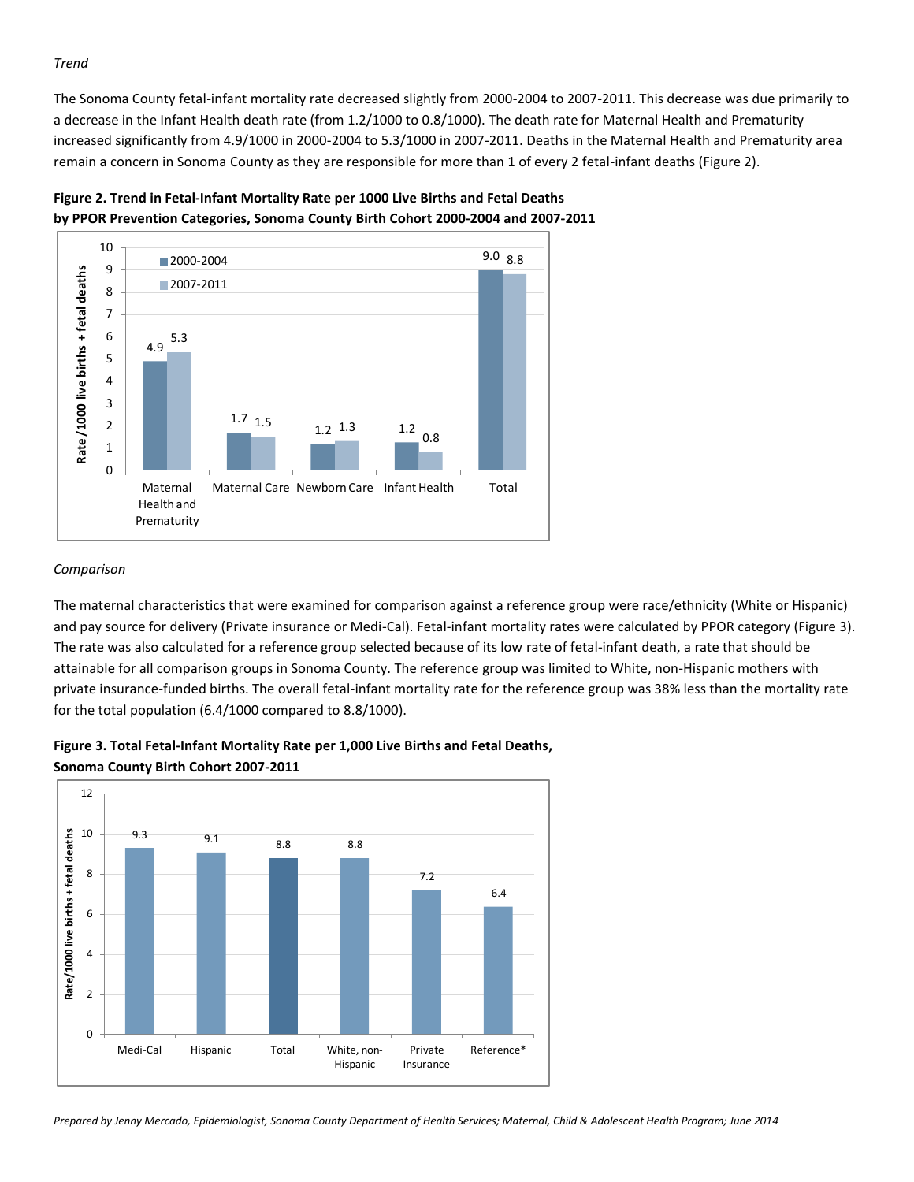*Trend*

The Sonoma County fetal-infant mortality rate decreased slightly from 2000-2004 to 2007-2011. This decrease was due primarily to a decrease in the Infant Health death rate (from 1.2/1000 to 0.8/1000). The death rate for Maternal Health and Prematurity increased significantly from 4.9/1000 in 2000-2004 to 5.3/1000 in 2007-2011. Deaths in the Maternal Health and Prematurity area remain a concern in Sonoma County as they are responsible for more than 1 of every 2 fetal-infant deaths (Figure 2).

**Figure 2. Trend in Fetal-Infant Mortality Rate per 1000 Live Births and Fetal Deaths by PPOR Prevention Categories, Sonoma County Birth Cohort 2000-2004 and 2007-2011**

| Rate /1000 live births + fetal deaths | 2000-2004 | 2007-2011 |
|---|---|---|
| Maternal Health and Prematurity | 4.9 | 5.3 |
| Maternal Care | 1.7 | 1.5 |
| Newborn Care | 1.2 | 1.3 |
| Infant Health | 1.2 | 0.8 |
| Total | 9.0 | 8.8 |

*Comparison*

The maternal characteristics that were examined for comparison against a reference group were race/ethnicity (White or Hispanic) and pay source for delivery (Private insurance or Medi-Cal). Fetal-infant mortality rates were calculated by PPOR category (Figure 3). The rate was also calculated for a reference group selected because of its low rate of fetal-infant death, a rate that should be attainable for all comparison groups in Sonoma County. The reference group was limited to White, non-Hispanic mothers with private insurance-funded births. The overall fetal-infant mortality rate for the reference group was 38% less than the mortality rate for the total population (6.4/1000 compared to 8.8/1000).

**Figure 3. Total Fetal-Infant Mortality Rate per 1,000 Live Births and Fetal Deaths, Sonoma County Birth Cohort 2007-2011**

| Group | Rate/1000 live births + fetal deaths |
|---|---|
| Medi-Cal | 9.3 |
| Hispanic | 9.1 |
| Total | 8.8 |
| White, non-Hispanic | 8.8 |
| Private Insurance | 7.2 |
| Reference* | 6.4 |

*Prepared by Jenny Mercado, Epidemiologist, Sonoma County Department of Health Services; Maternal, Child & Adolescent Health Program; June 2014*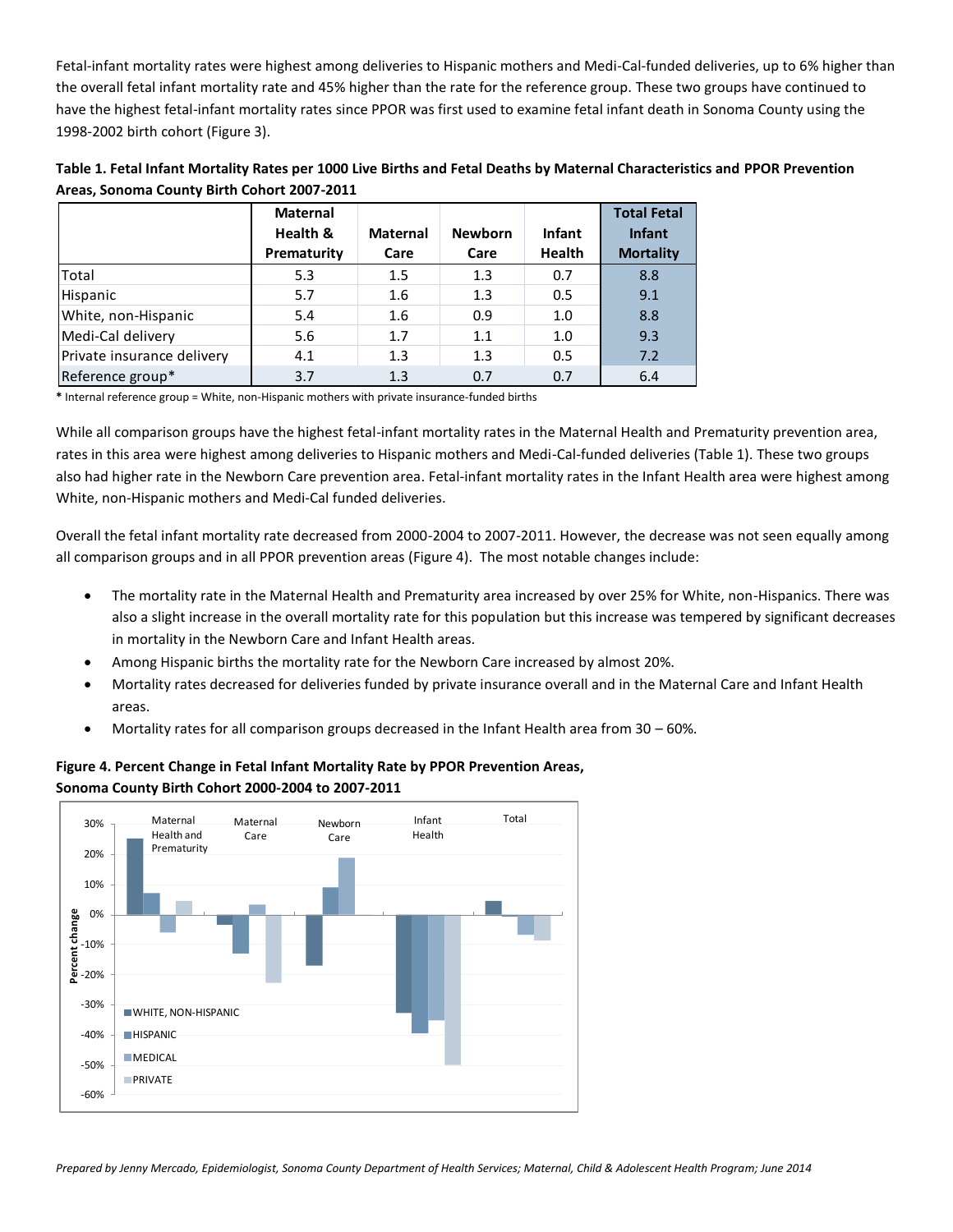Fetal-infant mortality rates were highest among deliveries to Hispanic mothers and Medi-Cal-funded deliveries, up to 6% higher than the overall fetal infant mortality rate and 45% higher than the rate for the reference group. These two groups have continued to have the highest fetal-infant mortality rates since PPOR was first used to examine fetal infant death in Sonoma County using the 1998-2002 birth cohort (Figure 3).

**Table 1. Fetal Infant Mortality Rates per 1000 Live Births and Fetal Deaths by Maternal Characteristics and PPOR Prevention Areas, Sonoma County Birth Cohort 2007-2011**

| | Maternal Health & Prematurity | Maternal Care | Newborn Care | Infant Health | Total Fetal Infant Mortality |
|---|---|---|---|---|---|
| Total | 5.3 | 1.5 | 1.3 | 0.7 | 8.8 |
| Hispanic | 5.7 | 1.6 | 1.3 | 0.5 | 9.1 |
| White, non-Hispanic | 5.4 | 1.6 | 0.9 | 1.0 | 8.8 |
| Medi-Cal delivery | 5.6 | 1.7 | 1.1 | 1.0 | 9.3 |
| Private insurance delivery | 4.1 | 1.3 | 1.3 | 0.5 | 7.2 |
| Reference group* | 3.7 | 1.3 | 0.7 | 0.7 | 6.4 |

**\*** Internal reference group = White, non-Hispanic mothers with private insurance-funded births

While all comparison groups have the highest fetal-infant mortality rates in the Maternal Health and Prematurity prevention area, rates in this area were highest among deliveries to Hispanic mothers and Medi-Cal-funded deliveries (Table 1). These two groups also had higher rate in the Newborn Care prevention area. Fetal-infant mortality rates in the Infant Health area were highest among White, non-Hispanic mothers and Medi-Cal funded deliveries.

Overall the fetal infant mortality rate decreased from 2000-2004 to 2007-2011. However, the decrease was not seen equally among all comparison groups and in all PPOR prevention areas (Figure 4). The most notable changes include:

- The mortality rate in the Maternal Health and Prematurity area increased by over 25% for White, non-Hispanics. There was also a slight increase in the overall mortality rate for this population but this increase was tempered by significant decreases in mortality in the Newborn Care and Infant Health areas.
- Among Hispanic births the mortality rate for the Newborn Care increased by almost 20%.
- Mortality rates decreased for deliveries funded by private insurance overall and in the Maternal Care and Infant Health areas.
- Mortality rates for all comparison groups decreased in the Infant Health area from 30 – 60%.

**Figure 4. Percent Change in Fetal Infant Mortality Rate by PPOR Prevention Areas, Sonoma County Birth Cohort 2000-2004 to 2007-2011**

*Prepared by Jenny Mercado, Epidemiologist, Sonoma County Department of Health Services; Maternal, Child & Adolescent Health Program; June 2014*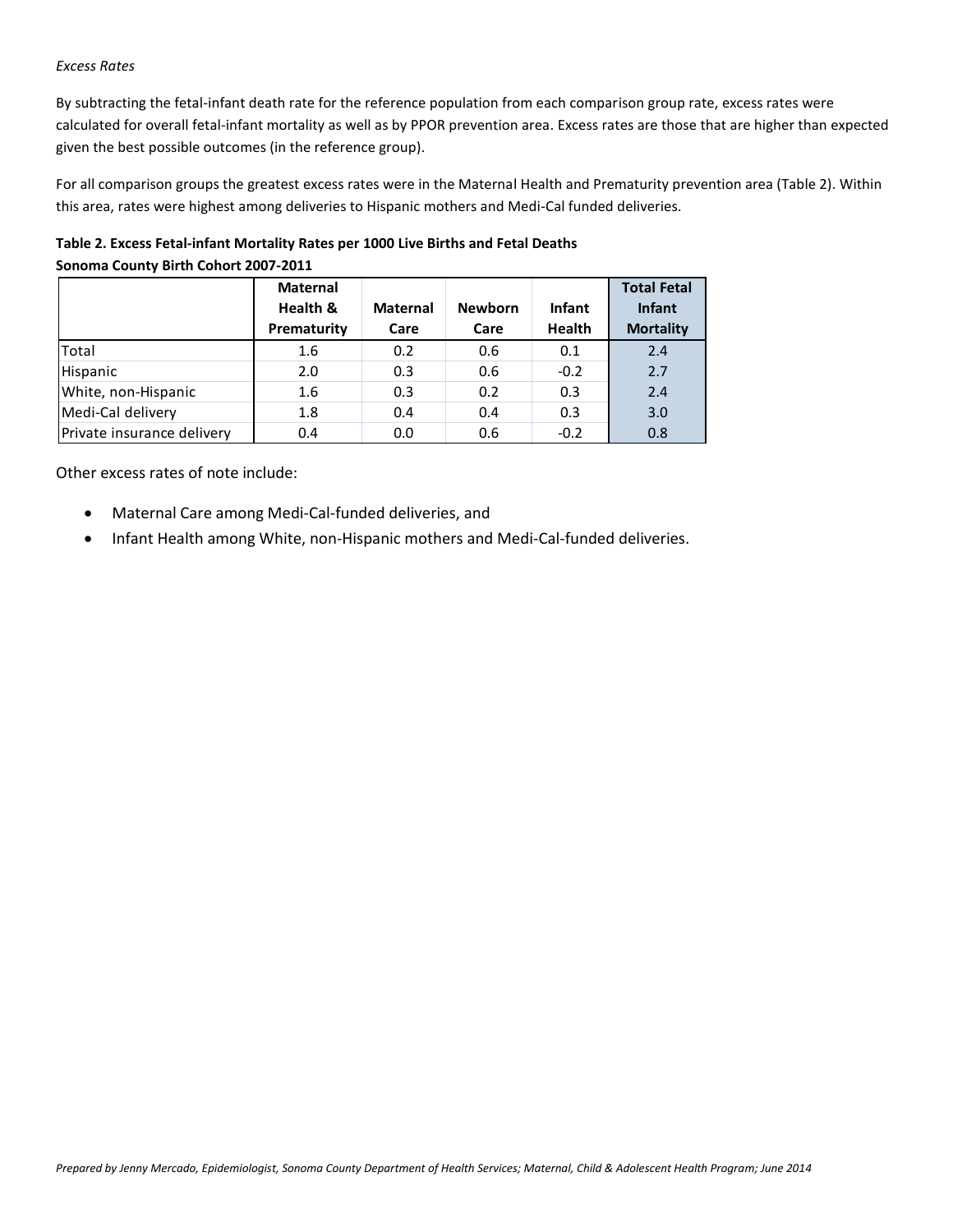*Excess Rates*

By subtracting the fetal-infant death rate for the reference population from each comparison group rate, excess rates were calculated for overall fetal-infant mortality as well as by PPOR prevention area. Excess rates are those that are higher than expected given the best possible outcomes (in the reference group).

For all comparison groups the greatest excess rates were in the Maternal Health and Prematurity prevention area (Table 2). Within this area, rates were highest among deliveries to Hispanic mothers and Medi-Cal funded deliveries.

**Table 2. Excess Fetal-infant Mortality Rates per 1000 Live Births and Fetal Deaths Sonoma County Birth Cohort 2007-2011**

| | Maternal Health & Prematurity | Maternal Care | Newborn Care | Infant Health | Total Fetal Infant Mortality |
|---|---|---|---|---|---|
| Total | 1.6 | 0.2 | 0.6 | 0.1 | 2.4 |
| Hispanic | 2.0 | 0.3 | 0.6 | -0.2 | 2.7 |
| White, non-Hispanic | 1.6 | 0.3 | 0.2 | 0.3 | 2.4 |
| Medi-Cal delivery | 1.8 | 0.4 | 0.4 | 0.3 | 3.0 |
| Private insurance delivery | 0.4 | 0.0 | 0.6 | -0.2 | 0.8 |

Other excess rates of note include:

- Maternal Care among Medi-Cal-funded deliveries, and
- Infant Health among White, non-Hispanic mothers and Medi-Cal-funded deliveries.

*Prepared by Jenny Mercado, Epidemiologist, Sonoma County Department of Health Services; Maternal, Child & Adolescent Health Program; June 2014*